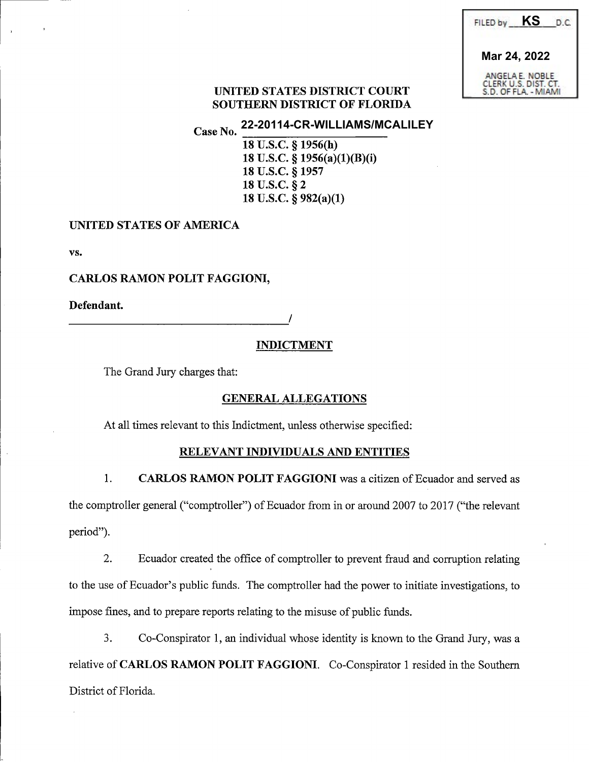FILED by **KS** D.C.

**Mar 24, 2022**

ANGELA E. NOBLE
CLERK U.S. DIST. CT.
S.D. OF FLA. - MIAMI

**UNITED STATES DISTRICT COURT**
**SOUTHERN DISTRICT OF FLORIDA**

**Case No. 22-20114-CR-WILLIAMS/MCALILEY**

**18 U.S.C. § 1956(h)**
**18 U.S.C. § 1956(a)(1)(B)(i)**
**18 U.S.C. § 1957**
**18 U.S.C. § 2**
**18 U.S.C. § 982(a)(1)**

**UNITED STATES OF AMERICA**

**vs.**

**CARLOS RAMON POLIT FAGGIONI,**

**Defendant.**
_______________________________________/

## INDICTMENT

The Grand Jury charges that:

### GENERAL ALLEGATIONS

At all times relevant to this Indictment, unless otherwise specified:

### RELEVANT INDIVIDUALS AND ENTITIES

1. **CARLOS RAMON POLIT FAGGIONI** was a citizen of Ecuador and served as the comptroller general ("comptroller") of Ecuador from in or around 2007 to 2017 ("the relevant period").

2. Ecuador created the office of comptroller to prevent fraud and corruption relating to the use of Ecuador's public funds. The comptroller had the power to initiate investigations, to impose fines, and to prepare reports relating to the misuse of public funds.

3. Co-Conspirator 1, an individual whose identity is known to the Grand Jury, was a relative of **CARLOS RAMON POLIT FAGGIONI**. Co-Conspirator 1 resided in the Southern District of Florida.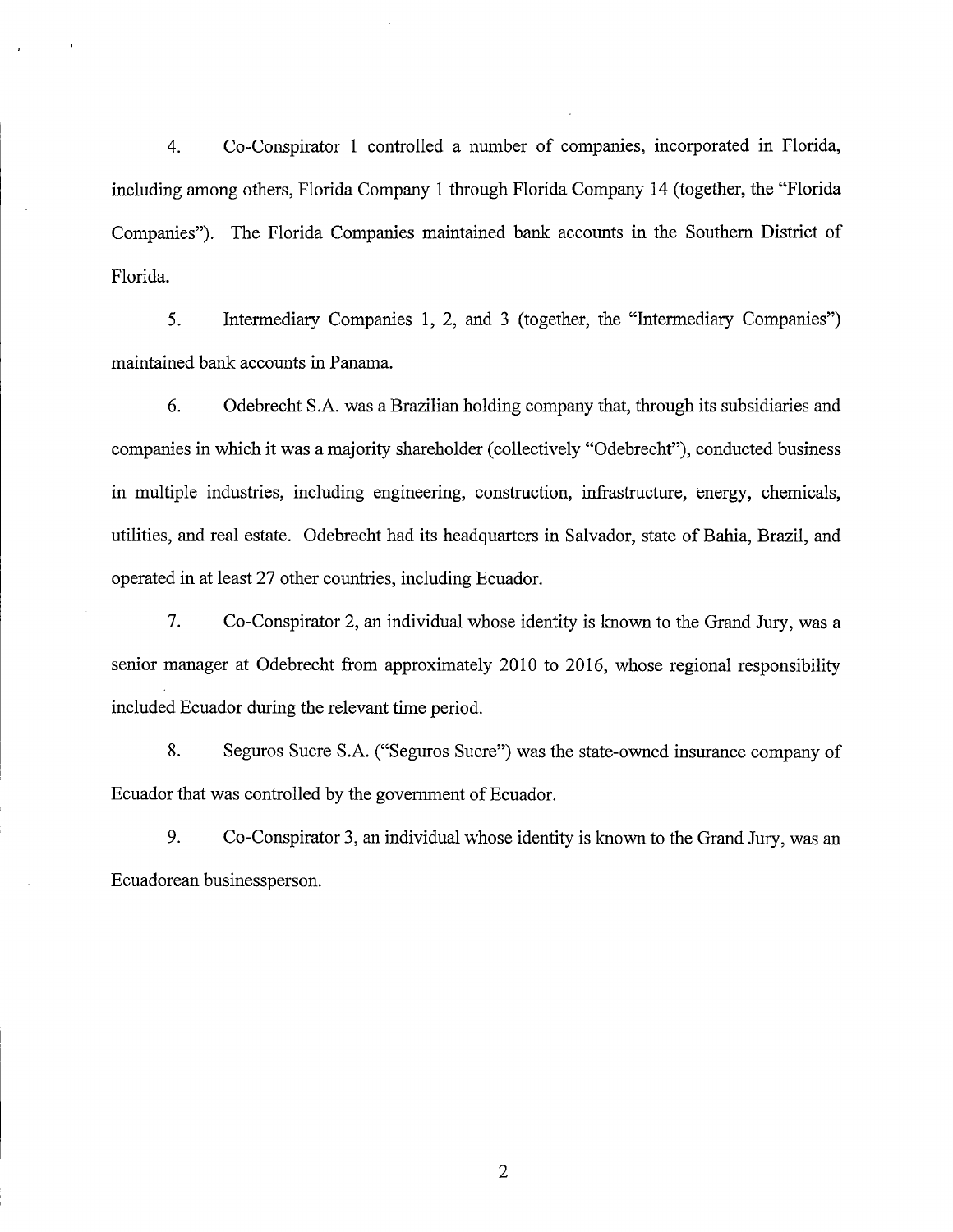4. Co-Conspirator 1 controlled a number of companies, incorporated in Florida, including among others, Florida Company 1 through Florida Company 14 (together, the "Florida Companies"). The Florida Companies maintained bank accounts in the Southern District of Florida.

5. Intermediary Companies 1, 2, and 3 (together, the "Intermediary Companies") maintained bank accounts in Panama.

6. Odebrecht S.A. was a Brazilian holding company that, through its subsidiaries and companies in which it was a majority shareholder (collectively "Odebrecht"), conducted business in multiple industries, including engineering, construction, infrastructure, energy, chemicals, utilities, and real estate. Odebrecht had its headquarters in Salvador, state of Bahia, Brazil, and operated in at least 27 other countries, including Ecuador.

7. Co-Conspirator 2, an individual whose identity is known to the Grand Jury, was a senior manager at Odebrecht from approximately 2010 to 2016, whose regional responsibility included Ecuador during the relevant time period.

8. Seguros Sucre S.A. ("Seguros Sucre") was the state-owned insurance company of Ecuador that was controlled by the government of Ecuador.

9. Co-Conspirator 3, an individual whose identity is known to the Grand Jury, was an Ecuadorean businessperson.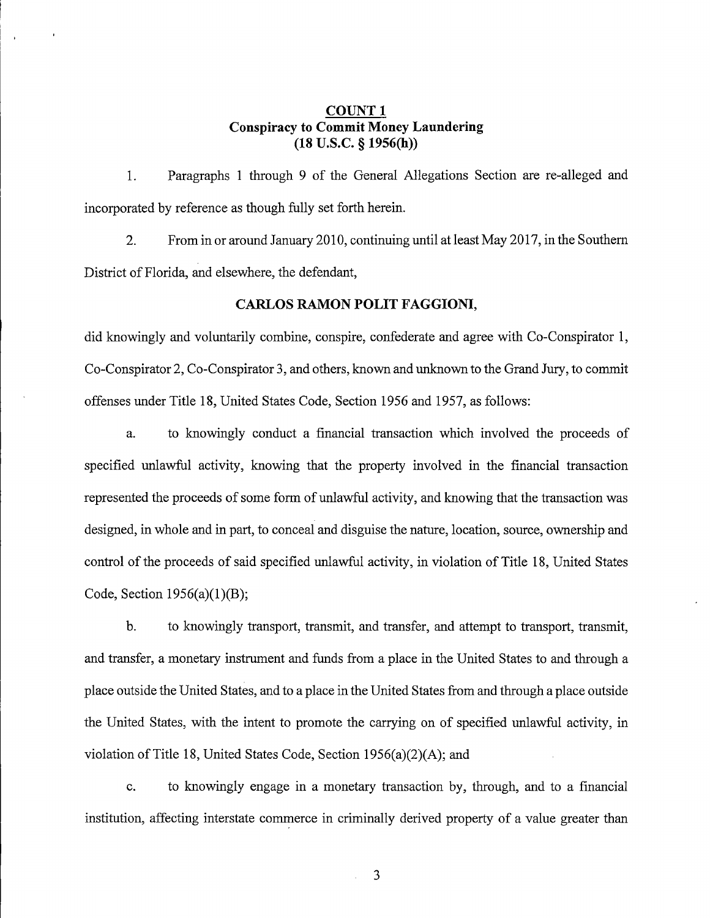## COUNT 1
### Conspiracy to Commit Money Laundering
### (18 U.S.C. § 1956(h))

1. Paragraphs 1 through 9 of the General Allegations Section are re-alleged and incorporated by reference as though fully set forth herein.

2. From in or around January 2010, continuing until at least May 2017, in the Southern District of Florida, and elsewhere, the defendant,

**CARLOS RAMON POLIT FAGGIONI,**

did knowingly and voluntarily combine, conspire, confederate and agree with Co-Conspirator 1, Co-Conspirator 2, Co-Conspirator 3, and others, known and unknown to the Grand Jury, to commit offenses under Title 18, United States Code, Section 1956 and 1957, as follows:

a. to knowingly conduct a financial transaction which involved the proceeds of specified unlawful activity, knowing that the property involved in the financial transaction represented the proceeds of some form of unlawful activity, and knowing that the transaction was designed, in whole and in part, to conceal and disguise the nature, location, source, ownership and control of the proceeds of said specified unlawful activity, in violation of Title 18, United States Code, Section 1956(a)(1)(B);

b. to knowingly transport, transmit, and transfer, and attempt to transport, transmit, and transfer, a monetary instrument and funds from a place in the United States to and through a place outside the United States, and to a place in the United States from and through a place outside the United States, with the intent to promote the carrying on of specified unlawful activity, in violation of Title 18, United States Code, Section 1956(a)(2)(A); and

c. to knowingly engage in a monetary transaction by, through, and to a financial institution, affecting interstate commerce in criminally derived property of a value greater than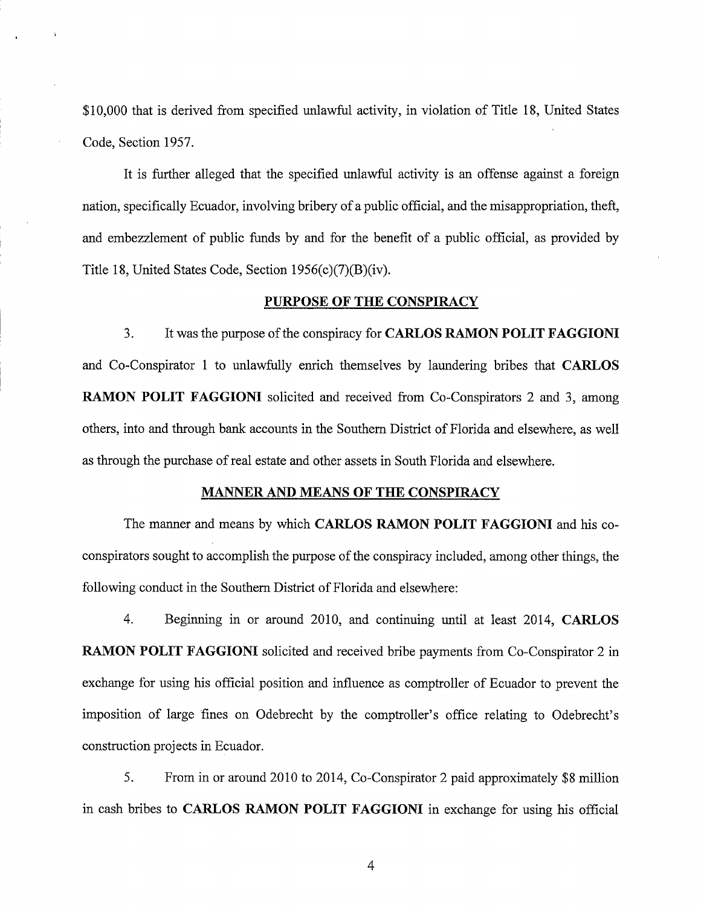$10,000 that is derived from specified unlawful activity, in violation of Title 18, United States Code, Section 1957.

It is further alleged that the specified unlawful activity is an offense against a foreign nation, specifically Ecuador, involving bribery of a public official, and the misappropriation, theft, and embezzlement of public funds by and for the benefit of a public official, as provided by Title 18, United States Code, Section 1956(c)(7)(B)(iv).

## PURPOSE OF THE CONSPIRACY

3. It was the purpose of the conspiracy for **CARLOS RAMON POLIT FAGGIONI** and Co-Conspirator 1 to unlawfully enrich themselves by laundering bribes that **CARLOS RAMON POLIT FAGGIONI** solicited and received from Co-Conspirators 2 and 3, among others, into and through bank accounts in the Southern District of Florida and elsewhere, as well as through the purchase of real estate and other assets in South Florida and elsewhere.

## MANNER AND MEANS OF THE CONSPIRACY

The manner and means by which **CARLOS RAMON POLIT FAGGIONI** and his co-conspirators sought to accomplish the purpose of the conspiracy included, among other things, the following conduct in the Southern District of Florida and elsewhere:

4. Beginning in or around 2010, and continuing until at least 2014, **CARLOS RAMON POLIT FAGGIONI** solicited and received bribe payments from Co-Conspirator 2 in exchange for using his official position and influence as comptroller of Ecuador to prevent the imposition of large fines on Odebrecht by the comptroller's office relating to Odebrecht's construction projects in Ecuador.

5. From in or around 2010 to 2014, Co-Conspirator 2 paid approximately $8 million in cash bribes to **CARLOS RAMON POLIT FAGGIONI** in exchange for using his official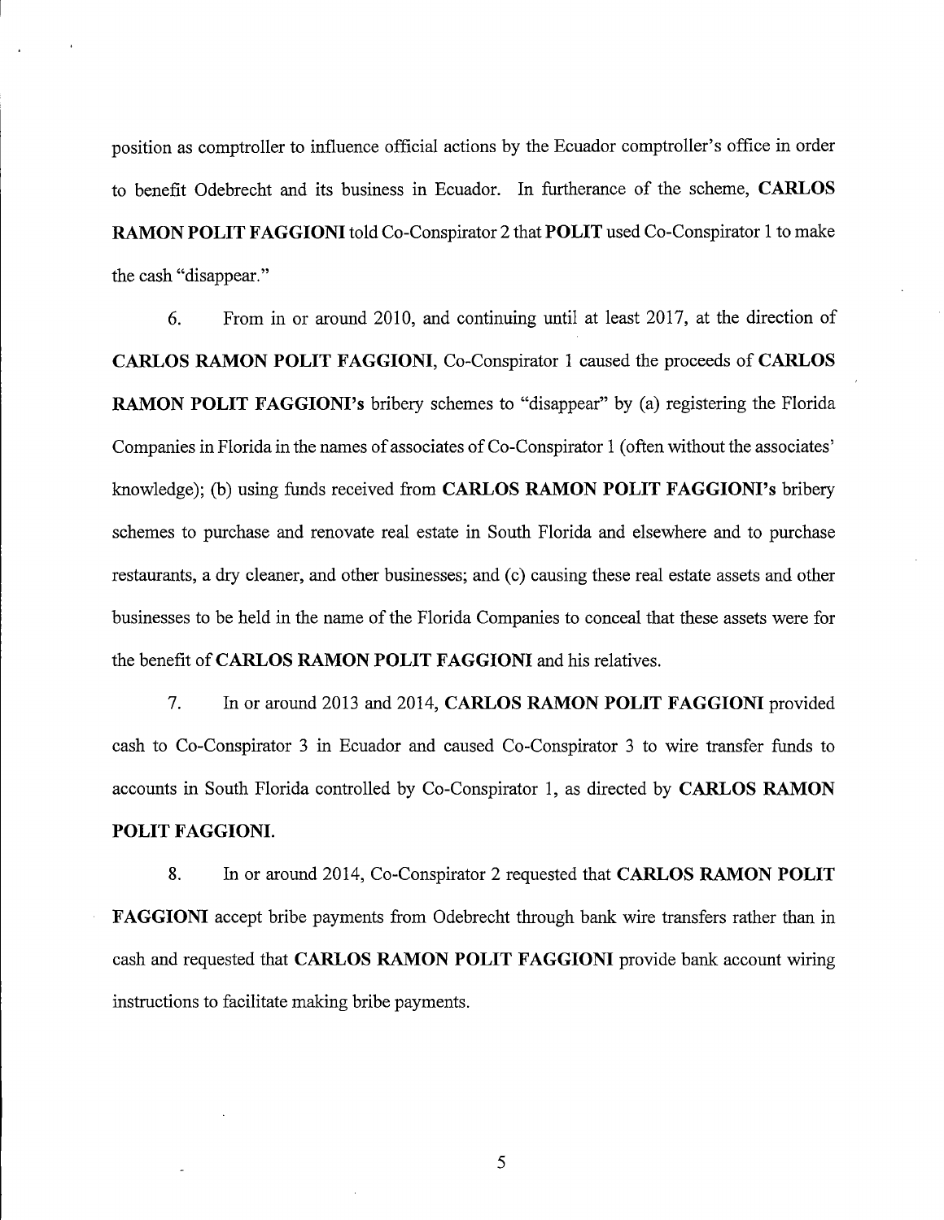position as comptroller to influence official actions by the Ecuador comptroller's office in order to benefit Odebrecht and its business in Ecuador. In furtherance of the scheme, **CARLOS RAMON POLIT FAGGIONI** told Co-Conspirator 2 that **POLIT** used Co-Conspirator 1 to make the cash "disappear."

6. From in or around 2010, and continuing until at least 2017, at the direction of **CARLOS RAMON POLIT FAGGIONI**, Co-Conspirator 1 caused the proceeds of **CARLOS RAMON POLIT FAGGIONI's** bribery schemes to "disappear" by (a) registering the Florida Companies in Florida in the names of associates of Co-Conspirator 1 (often without the associates' knowledge); (b) using funds received from **CARLOS RAMON POLIT FAGGIONI's** bribery schemes to purchase and renovate real estate in South Florida and elsewhere and to purchase restaurants, a dry cleaner, and other businesses; and (c) causing these real estate assets and other businesses to be held in the name of the Florida Companies to conceal that these assets were for the benefit of **CARLOS RAMON POLIT FAGGIONI** and his relatives.

7. In or around 2013 and 2014, **CARLOS RAMON POLIT FAGGIONI** provided cash to Co-Conspirator 3 in Ecuador and caused Co-Conspirator 3 to wire transfer funds to accounts in South Florida controlled by Co-Conspirator 1, as directed by **CARLOS RAMON POLIT FAGGIONI.**

8. In or around 2014, Co-Conspirator 2 requested that **CARLOS RAMON POLIT FAGGIONI** accept bribe payments from Odebrecht through bank wire transfers rather than in cash and requested that **CARLOS RAMON POLIT FAGGIONI** provide bank account wiring instructions to facilitate making bribe payments.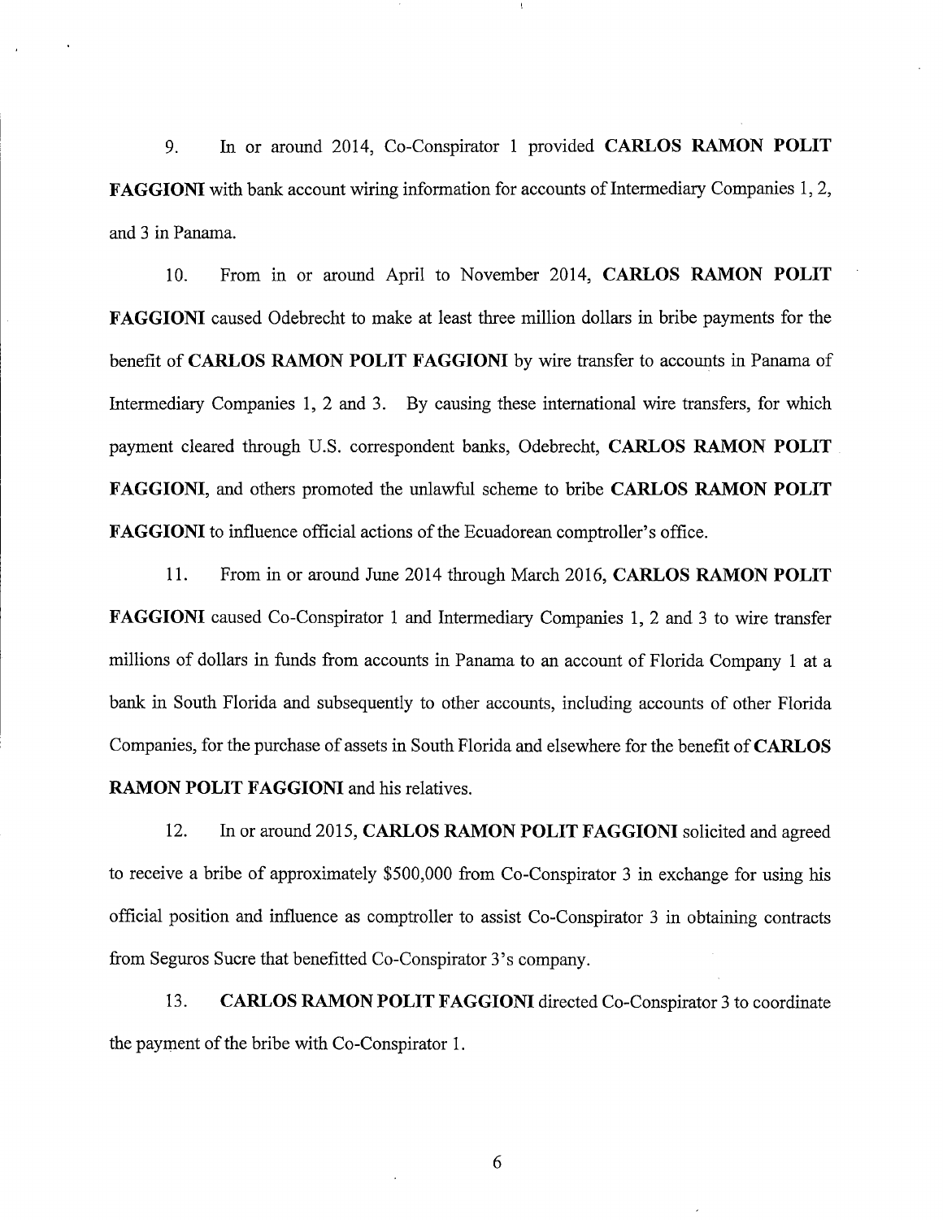9. In or around 2014, Co-Conspirator 1 provided **CARLOS RAMON POLIT FAGGIONI** with bank account wiring information for accounts of Intermediary Companies 1, 2, and 3 in Panama.

10. From in or around April to November 2014, **CARLOS RAMON POLIT FAGGIONI** caused Odebrecht to make at least three million dollars in bribe payments for the benefit of **CARLOS RAMON POLIT FAGGIONI** by wire transfer to accounts in Panama of Intermediary Companies 1, 2 and 3. By causing these international wire transfers, for which payment cleared through U.S. correspondent banks, Odebrecht, **CARLOS RAMON POLIT FAGGIONI**, and others promoted the unlawful scheme to bribe **CARLOS RAMON POLIT FAGGIONI** to influence official actions of the Ecuadorean comptroller's office.

11. From in or around June 2014 through March 2016, **CARLOS RAMON POLIT FAGGIONI** caused Co-Conspirator 1 and Intermediary Companies 1, 2 and 3 to wire transfer millions of dollars in funds from accounts in Panama to an account of Florida Company 1 at a bank in South Florida and subsequently to other accounts, including accounts of other Florida Companies, for the purchase of assets in South Florida and elsewhere for the benefit of **CARLOS RAMON POLIT FAGGIONI** and his relatives.

12. In or around 2015, **CARLOS RAMON POLIT FAGGIONI** solicited and agreed to receive a bribe of approximately $500,000 from Co-Conspirator 3 in exchange for using his official position and influence as comptroller to assist Co-Conspirator 3 in obtaining contracts from Seguros Sucre that benefitted Co-Conspirator 3's company.

13. **CARLOS RAMON POLIT FAGGIONI** directed Co-Conspirator 3 to coordinate the payment of the bribe with Co-Conspirator 1.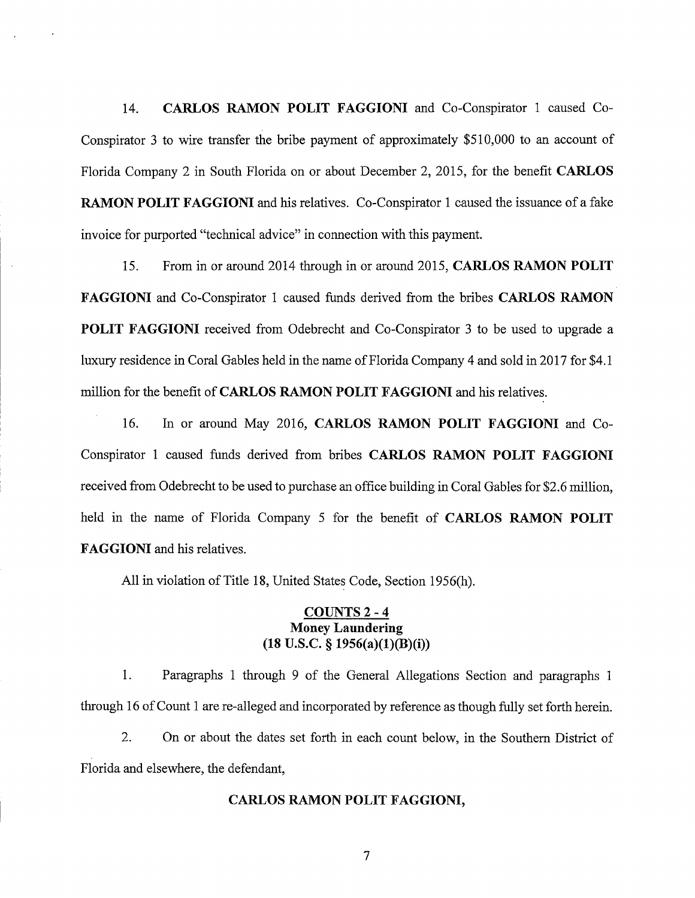14. **CARLOS RAMON POLIT FAGGIONI** and Co-Conspirator 1 caused Co-Conspirator 3 to wire transfer the bribe payment of approximately $510,000 to an account of Florida Company 2 in South Florida on or about December 2, 2015, for the benefit **CARLOS RAMON POLIT FAGGIONI** and his relatives. Co-Conspirator 1 caused the issuance of a fake invoice for purported "technical advice" in connection with this payment.

15. From in or around 2014 through in or around 2015, **CARLOS RAMON POLIT FAGGIONI** and Co-Conspirator 1 caused funds derived from the bribes **CARLOS RAMON POLIT FAGGIONI** received from Odebrecht and Co-Conspirator 3 to be used to upgrade a luxury residence in Coral Gables held in the name of Florida Company 4 and sold in 2017 for $4.1 million for the benefit of **CARLOS RAMON POLIT FAGGIONI** and his relatives.

16. In or around May 2016, **CARLOS RAMON POLIT FAGGIONI** and Co-Conspirator 1 caused funds derived from bribes **CARLOS RAMON POLIT FAGGIONI** received from Odebrecht to be used to purchase an office building in Coral Gables for $2.6 million, held in the name of Florida Company 5 for the benefit of **CARLOS RAMON POLIT FAGGIONI** and his relatives.

All in violation of Title 18, United States Code, Section 1956(h).

## COUNTS 2 - 4
### Money Laundering
### (18 U.S.C. § 1956(a)(1)(B)(i))

1. Paragraphs 1 through 9 of the General Allegations Section and paragraphs 1 through 16 of Count 1 are re-alleged and incorporated by reference as though fully set forth herein.

2. On or about the dates set forth in each count below, in the Southern District of Florida and elsewhere, the defendant,

**CARLOS RAMON POLIT FAGGIONI,**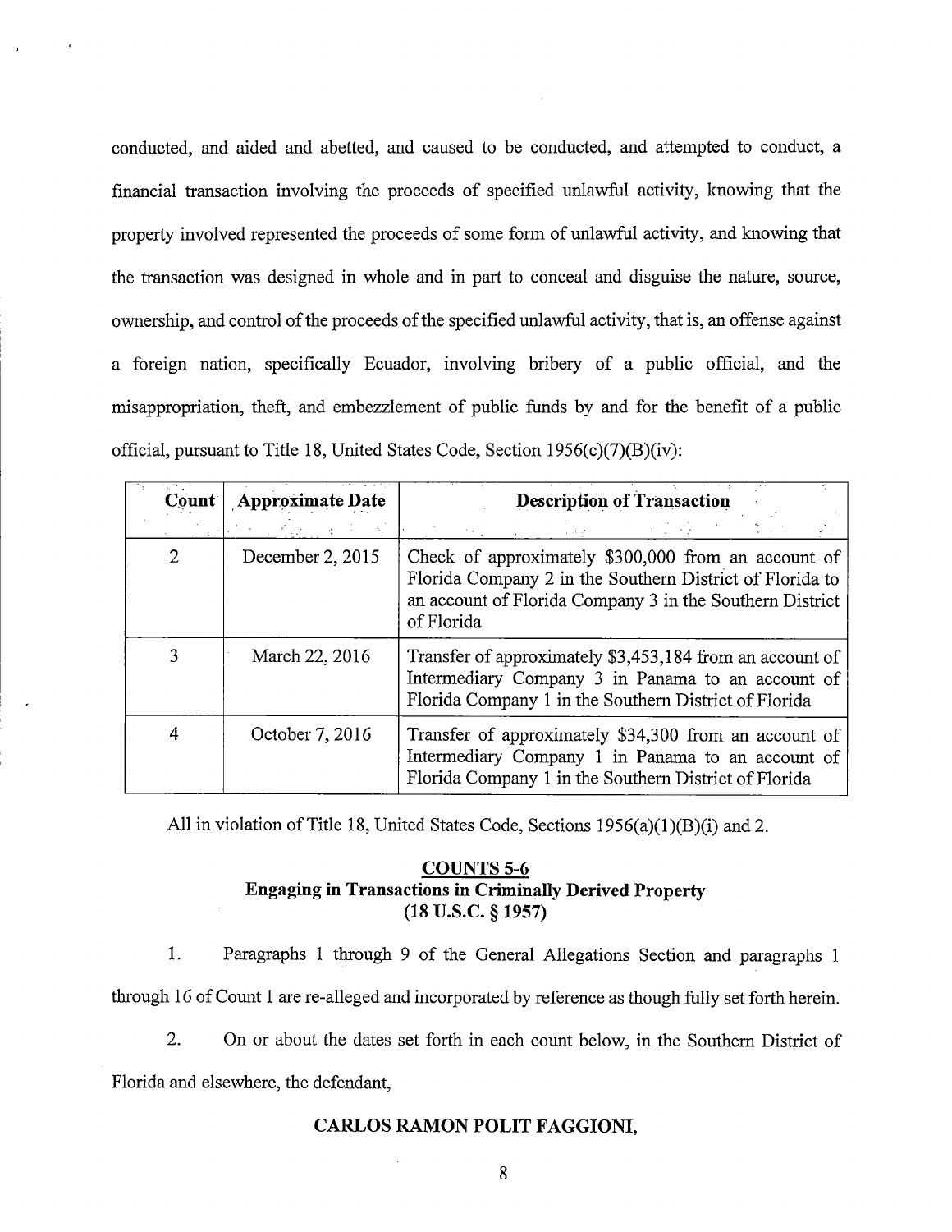conducted, and aided and abetted, and caused to be conducted, and attempted to conduct, a financial transaction involving the proceeds of specified unlawful activity, knowing that the property involved represented the proceeds of some form of unlawful activity, and knowing that the transaction was designed in whole and in part to conceal and disguise the nature, source, ownership, and control of the proceeds of the specified unlawful activity, that is, an offense against a foreign nation, specifically Ecuador, involving bribery of a public official, and the misappropriation, theft, and embezzlement of public funds by and for the benefit of a public official, pursuant to Title 18, United States Code, Section 1956(c)(7)(B)(iv):

| Count | Approximate Date | Description of Transaction |
|---|---|---|
| 2 | December 2, 2015 | Check of approximately $300,000 from an account of Florida Company 2 in the Southern District of Florida to an account of Florida Company 3 in the Southern District of Florida |
| 3 | March 22, 2016 | Transfer of approximately $3,453,184 from an account of Intermediary Company 3 in Panama to an account of Florida Company 1 in the Southern District of Florida |
| 4 | October 7, 2016 | Transfer of approximately $34,300 from an account of Intermediary Company 1 in Panama to an account of Florida Company 1 in the Southern District of Florida |

All in violation of Title 18, United States Code, Sections 1956(a)(1)(B)(i) and 2.

## COUNTS 5-6
### Engaging in Transactions in Criminally Derived Property
### (18 U.S.C. § 1957)

1. Paragraphs 1 through 9 of the General Allegations Section and paragraphs 1 through 16 of Count 1 are re-alleged and incorporated by reference as though fully set forth herein.

2. On or about the dates set forth in each count below, in the Southern District of Florida and elsewhere, the defendant,

**CARLOS RAMON POLIT FAGGIONI,**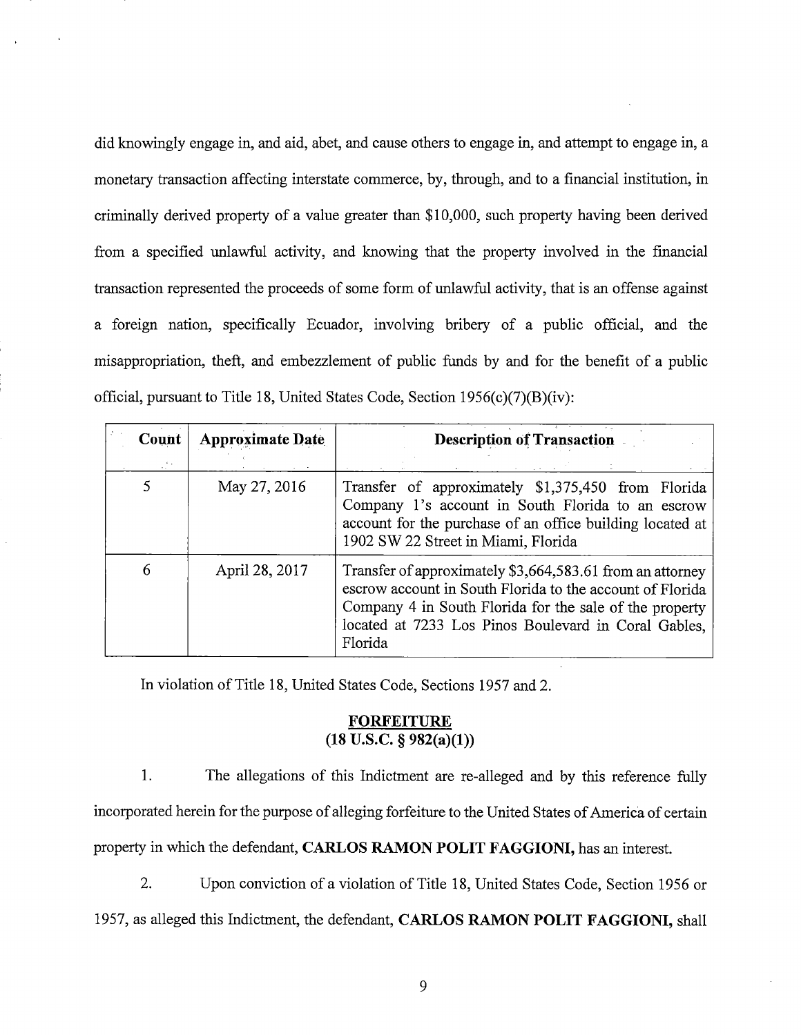did knowingly engage in, and aid, abet, and cause others to engage in, and attempt to engage in, a monetary transaction affecting interstate commerce, by, through, and to a financial institution, in criminally derived property of a value greater than $10,000, such property having been derived from a specified unlawful activity, and knowing that the property involved in the financial transaction represented the proceeds of some form of unlawful activity, that is an offense against a foreign nation, specifically Ecuador, involving bribery of a public official, and the misappropriation, theft, and embezzlement of public funds by and for the benefit of a public official, pursuant to Title 18, United States Code, Section 1956(c)(7)(B)(iv):

| Count | Approximate Date | Description of Transaction |
|---|---|---|
| 5 | May 27, 2016 | Transfer of approximately $1,375,450 from Florida Company 1's account in South Florida to an escrow account for the purchase of an office building located at 1902 SW 22 Street in Miami, Florida |
| 6 | April 28, 2017 | Transfer of approximately $3,664,583.61 from an attorney escrow account in South Florida to the account of Florida Company 4 in South Florida for the sale of the property located at 7233 Los Pinos Boulevard in Coral Gables, Florida |

In violation of Title 18, United States Code, Sections 1957 and 2.

## FORFEITURE
## (18 U.S.C. § 982(a)(1))

1. The allegations of this Indictment are re-alleged and by this reference fully incorporated herein for the purpose of alleging forfeiture to the United States of America of certain property in which the defendant, **CARLOS RAMON POLIT FAGGIONI,** has an interest.

2. Upon conviction of a violation of Title 18, United States Code, Section 1956 or 1957, as alleged this Indictment, the defendant, **CARLOS RAMON POLIT FAGGIONI,** shall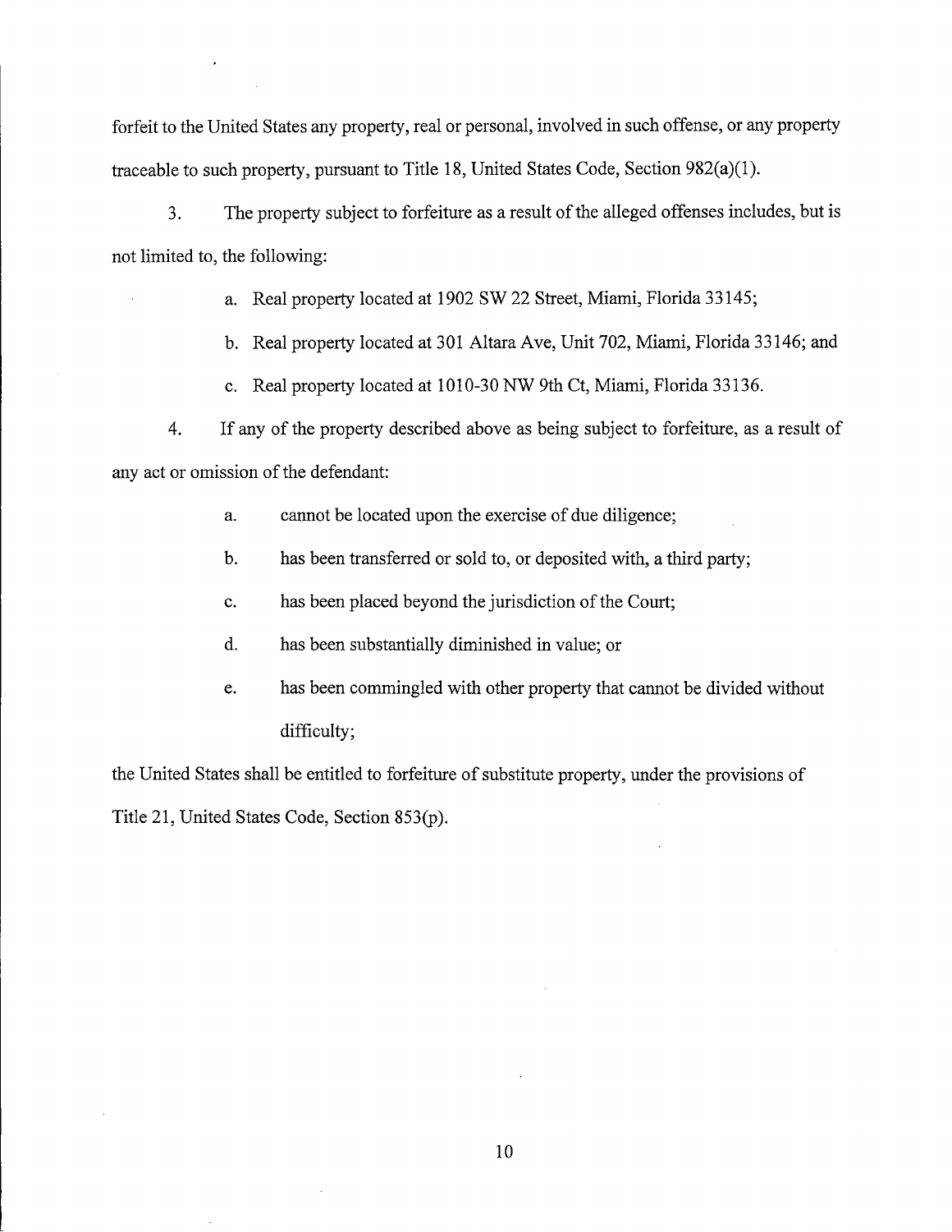forfeit to the United States any property, real or personal, involved in such offense, or any property traceable to such property, pursuant to Title 18, United States Code, Section 982(a)(1).

3. The property subject to forfeiture as a result of the alleged offenses includes, but is not limited to, the following:

a. Real property located at 1902 SW 22 Street, Miami, Florida 33145;

b. Real property located at 301 Altara Ave, Unit 702, Miami, Florida 33146; and

c. Real property located at 1010-30 NW 9th Ct, Miami, Florida 33136.

4. If any of the property described above as being subject to forfeiture, as a result of any act or omission of the defendant:

a. cannot be located upon the exercise of due diligence;

b. has been transferred or sold to, or deposited with, a third party;

c. has been placed beyond the jurisdiction of the Court;

d. has been substantially diminished in value; or

e. has been commingled with other property that cannot be divided without difficulty;

the United States shall be entitled to forfeiture of substitute property, under the provisions of Title 21, United States Code, Section 853(p).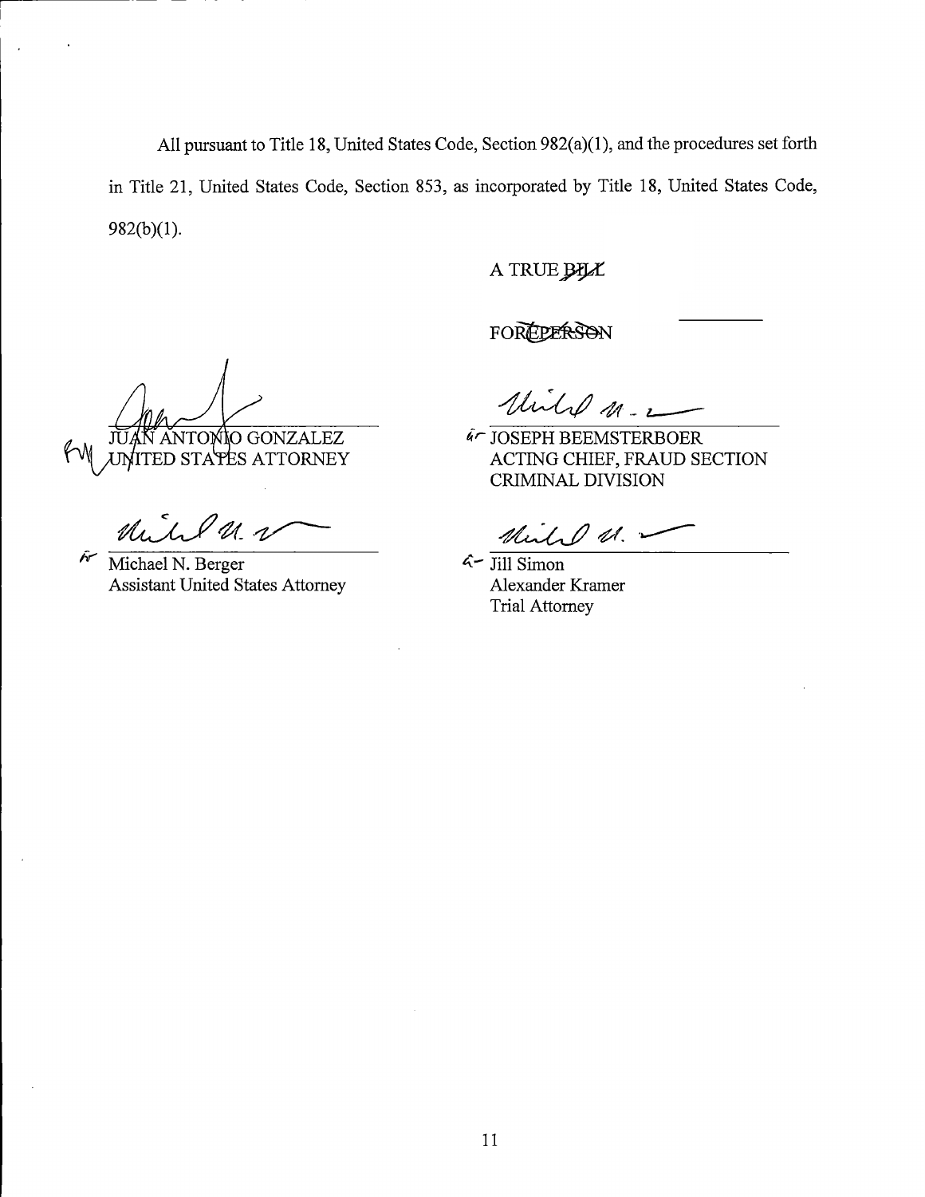All pursuant to Title 18, United States Code, Section 982(a)(1), and the procedures set forth in Title 21, United States Code, Section 853, as incorporated by Title 18, United States Code, 982(b)(1).

A TRUE BILL

FOREPERSON

JUAN ANTONIO GONZALEZ
UNITED STATES ATTORNEY

Michael N. Berger
Assistant United States Attorney

JOSEPH BEEMSTERBOER
ACTING CHIEF, FRAUD SECTION
CRIMINAL DIVISION

Jill Simon
Alexander Kramer
Trial Attorney